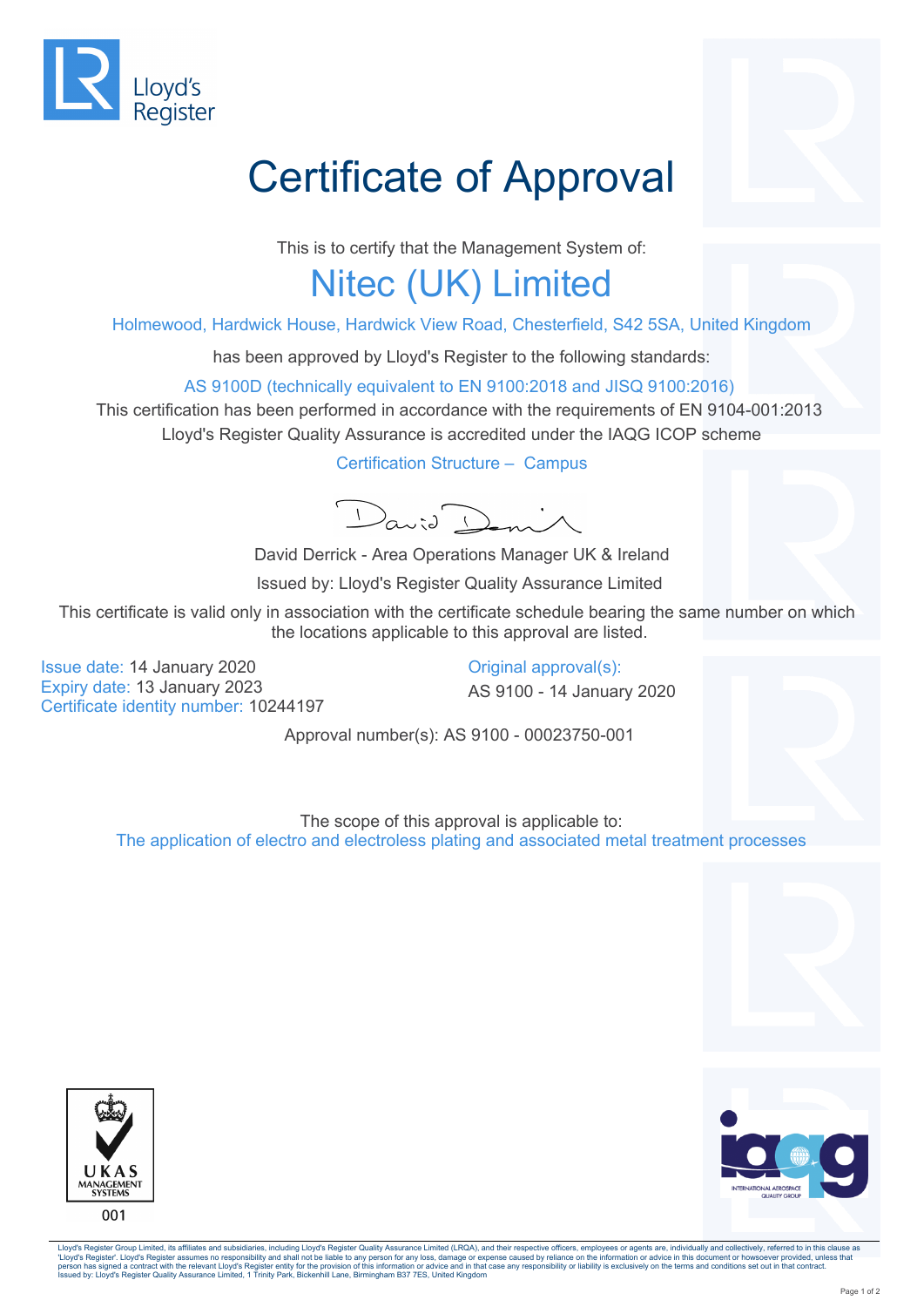Lloyd's Register

# Certificate of Approval

This is to certify that the Management System of:

## Nitec (UK) Limited

Holmewood, Hardwick House, Hardwick View Road, Chesterfield, S42 5SA, United Kingdom

has been approved by Lloyd's Register to the following standards:

AS 9100D (technically equivalent to EN 9100:2018 and JISQ 9100:2016)

This certification has been performed in accordance with the requirements of EN 9104-001:2013

Lloyd's Register Quality Assurance is accredited under the IAQG ICOP scheme

Certification Structure – Campus

David Derrick - Area Operations Manager UK & Ireland

Issued by: Lloyd's Register Quality Assurance Limited

This certificate is valid only in association with the certificate schedule bearing the same number on which the locations applicable to this approval are listed.

Issue date: 14 January 2020
Expiry date: 13 January 2023
Certificate identity number: 10244197

Original approval(s):
AS 9100 - 14 January 2020

Approval number(s): AS 9100 - 00023750-001

The scope of this approval is applicable to:
The application of electro and electroless plating and associated metal treatment processes

UKAS MANAGEMENT SYSTEMS
001

INTERNATIONAL AEROSPACE QUALITY GROUP

Lloyd's Register Group Limited, its affiliates and subsidiaries, including Lloyd's Register Quality Assurance Limited (LRQA), and their respective officers, employees or agents are, individually and collectively, referred to in this clause as 'Lloyd's Register'. Lloyd's Register assumes no responsibility and shall not be liable to any person for any loss, damage or expense caused by reliance on the information or advice in this document or howsoever provided, unless that person has signed a contract with the relevant Lloyd's Register entity for the provision of this information or advice and in that case any responsibility or liability is exclusively on the terms and conditions set out in that contract.
Issued by: Lloyd's Register Quality Assurance Limited, 1 Trinity Park, Bickenhill Lane, Birmingham B37 7ES, United Kingdom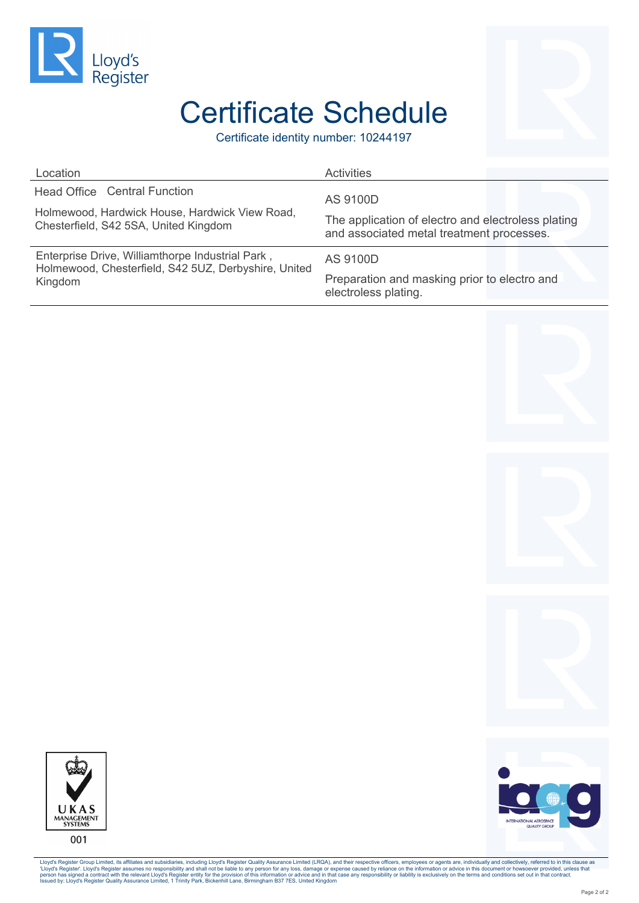# Certificate Schedule

Certificate identity number: 10244197

| Location | Activities |
|---|---|
| Head Office Central Function<br><br>Holmewood, Hardwick House, Hardwick View Road, Chesterfield, S42 5SA, United Kingdom | AS 9100D<br><br>The application of electro and electroless plating and associated metal treatment processes. |
| Enterprise Drive, Williamthorpe Industrial Park , Holmewood, Chesterfield, S42 5UZ, Derbyshire, United Kingdom | AS 9100D<br><br>Preparation and masking prior to electro and electroless plating. |

UKAS MANAGEMENT SYSTEMS

001

INTERNATIONAL AEROSPACE QUALITY GROUP

Lloyd's Register Group Limited, its affiliates and subsidiaries, including Lloyd's Register Quality Assurance Limited (LRQA), and their respective officers, employees or agents are, individually and collectively, referred to in this clause as 'Lloyd's Register'. Lloyd's Register assumes no responsibility and shall not be liable to any person for any loss, damage or expense caused by reliance on the information or advice in this document or howsoever provided, unless that person has signed a contract with the relevant Lloyd's Register entity for the provision of this information or advice and in that case any responsibility or liability is exclusively on the terms and conditions set out in that contract.
Issued by: Lloyd's Register Quality Assurance Limited, 1 Trinity Park, Bickenhill Lane, Birmingham B37 7ES, United Kingdom